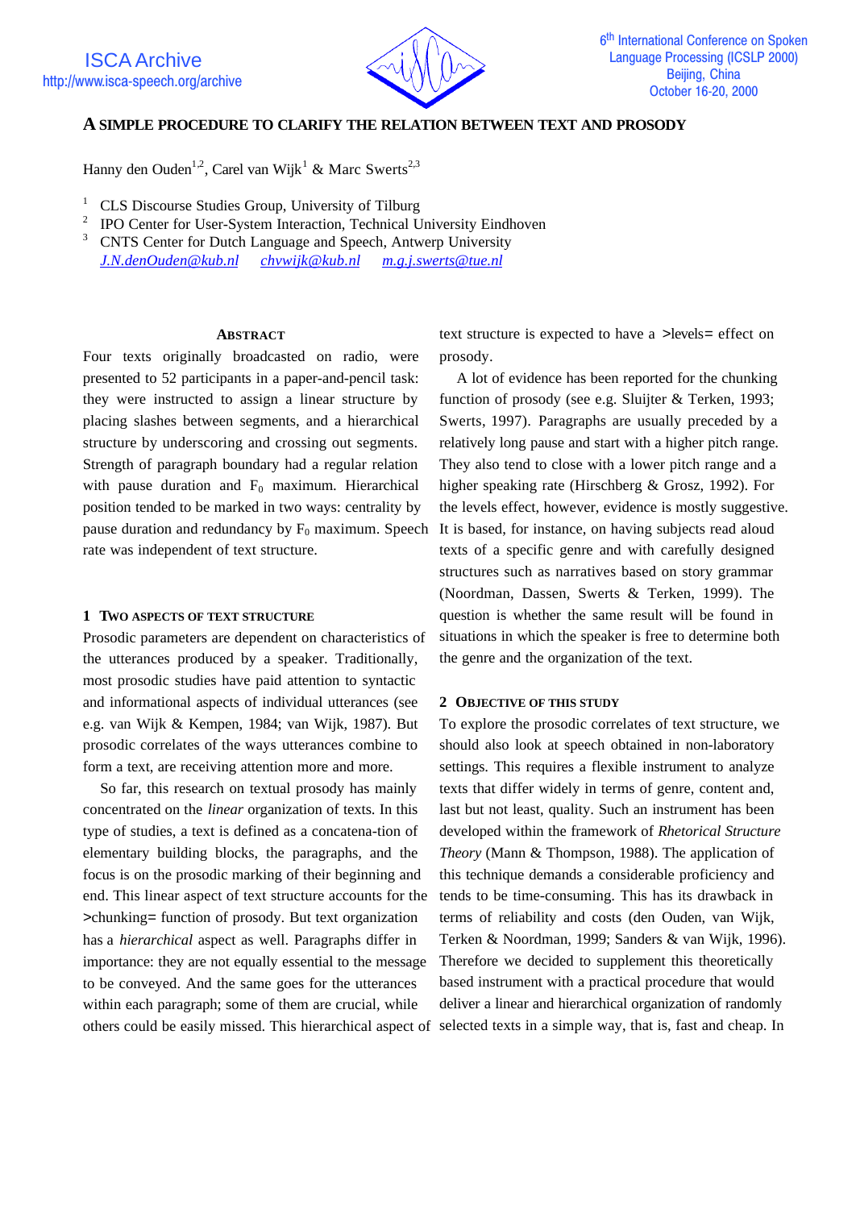# A SIMPLE PROCEDURE TO CLARIFY THE RELATION BETWEEN TEXT AND PROSODY

Hanny den Ouden[1,2], Carel van Wijk[1] & Marc Swerts[2,3]

[1] CLS Discourse Studies Group, University of Tilburg
[2] IPO Center for User-System Interaction, Technical University Eindhoven
[3] CNTS Center for Dutch Language and Speech, Antwerp University

J.N.denOuden@kub.nl   chvwijk@kub.nl   m.g.j.swerts@tue.nl

## ABSTRACT

Four texts originally broadcasted on radio, were presented to 52 participants in a paper-and-pencil task: they were instructed to assign a linear structure by placing slashes between segments, and a hierarchical structure by underscoring and crossing out segments. Strength of paragraph boundary had a regular relation with pause duration and $F_0$ maximum. Hierarchical position tended to be marked in two ways: centrality by pause duration and redundancy by $F_0$ maximum. Speech rate was independent of text structure.

## 1 TWO ASPECTS OF TEXT STRUCTURE

Prosodic parameters are dependent on characteristics of the utterances produced by a speaker. Traditionally, most prosodic studies have paid attention to syntactic and informational aspects of individual utterances (see e.g. van Wijk & Kempen, 1984; van Wijk, 1987). But prosodic correlates of the ways utterances combine to form a text, are receiving attention more and more.

So far, this research on textual prosody has mainly concentrated on the *linear* organization of texts. In this type of studies, a text is defined as a concatena-tion of elementary building blocks, the paragraphs, and the focus is on the prosodic marking of their beginning and end. This linear aspect of text structure accounts for the >chunking= function of prosody. But text organization has a *hierarchical* aspect as well. Paragraphs differ in importance: they are not equally essential to the message to be conveyed. And the same goes for the utterances within each paragraph; some of them are crucial, while others could be easily missed. This hierarchical aspect of text structure is expected to have a >levels= effect on prosody.

A lot of evidence has been reported for the chunking function of prosody (see e.g. Sluijter & Terken, 1993; Swerts, 1997). Paragraphs are usually preceded by a relatively long pause and start with a higher pitch range. They also tend to close with a lower pitch range and a higher speaking rate (Hirschberg & Grosz, 1992). For the levels effect, however, evidence is mostly suggestive. It is based, for instance, on having subjects read aloud texts of a specific genre and with carefully designed structures such as narratives based on story grammar (Noordman, Dassen, Swerts & Terken, 1999). The question is whether the same result will be found in situations in which the speaker is free to determine both the genre and the organization of the text.

## 2 OBJECTIVE OF THIS STUDY

To explore the prosodic correlates of text structure, we should also look at speech obtained in non-laboratory settings. This requires a flexible instrument to analyze texts that differ widely in terms of genre, content and, last but not least, quality. Such an instrument has been developed within the framework of *Rhetorical Structure Theory* (Mann & Thompson, 1988). The application of this technique demands a considerable proficiency and tends to be time-consuming. This has its drawback in terms of reliability and costs (den Ouden, van Wijk, Terken & Noordman, 1999; Sanders & van Wijk, 1996). Therefore we decided to supplement this theoretically based instrument with a practical procedure that would deliver a linear and hierarchical organization of randomly selected texts in a simple way, that is, fast and cheap. In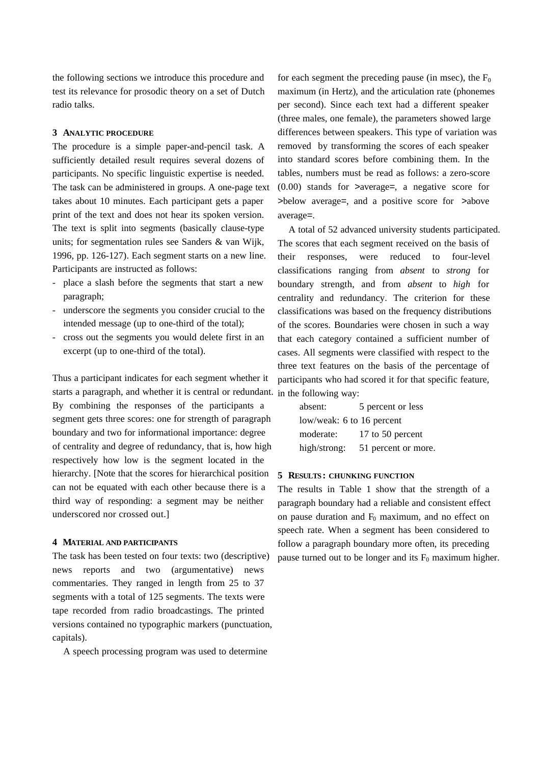the following sections we introduce this procedure and test its relevance for prosodic theory on a set of Dutch radio talks.

## 3 ANALYTIC PROCEDURE

The procedure is a simple paper-and-pencil task. A sufficiently detailed result requires several dozens of participants. No specific linguistic expertise is needed. The task can be administered in groups. A one-page text takes about 10 minutes. Each participant gets a paper print of the text and does not hear its spoken version. The text is split into segments (basically clause-type units; for segmentation rules see Sanders & van Wijk, 1996, pp. 126-127). Each segment starts on a new line. Participants are instructed as follows:

- place a slash before the segments that start a new paragraph;
- underscore the segments you consider crucial to the intended message (up to one-third of the total);
- cross out the segments you would delete first in an excerpt (up to one-third of the total).

Thus a participant indicates for each segment whether it starts a paragraph, and whether it is central or redundant. By combining the responses of the participants a segment gets three scores: one for strength of paragraph boundary and two for informational importance: degree of centrality and degree of redundancy, that is, how high respectively how low is the segment located in the hierarchy. [Note that the scores for hierarchical position can not be equated with each other because there is a third way of responding: a segment may be neither underscored nor crossed out.]

## 4 MATERIAL AND PARTICIPANTS

The task has been tested on four texts: two (descriptive) news reports and two (argumentative) news commentaries. They ranged in length from 25 to 37 segments with a total of 125 segments. The texts were tape recorded from radio broadcastings. The printed versions contained no typographic markers (punctuation, capitals).

A speech processing program was used to determine for each segment the preceding pause (in msec), the $F_0$ maximum (in Hertz), and the articulation rate (phonemes per second). Since each text had a different speaker (three males, one female), the parameters showed large differences between speakers. This type of variation was removed by transforming the scores of each speaker into standard scores before combining them. In the tables, numbers must be read as follows: a zero-score (0.00) stands for >average=, a negative score for >below average=, and a positive score for >above average=.

A total of 52 advanced university students participated. The scores that each segment received on the basis of their responses, were reduced to four-level classifications ranging from *absent* to *strong* for boundary strength, and from *absent* to *high* for centrality and redundancy. The criterion for these classifications was based on the frequency distributions of the scores. Boundaries were chosen in such a way that each category contained a sufficient number of cases. All segments were classified with respect to the three text features on the basis of the percentage of participants who had scored it for that specific feature, in the following way:

absent: 5 percent or less
low/weak: 6 to 16 percent
moderate: 17 to 50 percent
high/strong: 51 percent or more.

## 5 RESULTS: CHUNKING FUNCTION

The results in Table 1 show that the strength of a paragraph boundary had a reliable and consistent effect on pause duration and $F_0$ maximum, and no effect on speech rate. When a segment has been considered to follow a paragraph boundary more often, its preceding pause turned out to be longer and its $F_0$ maximum higher.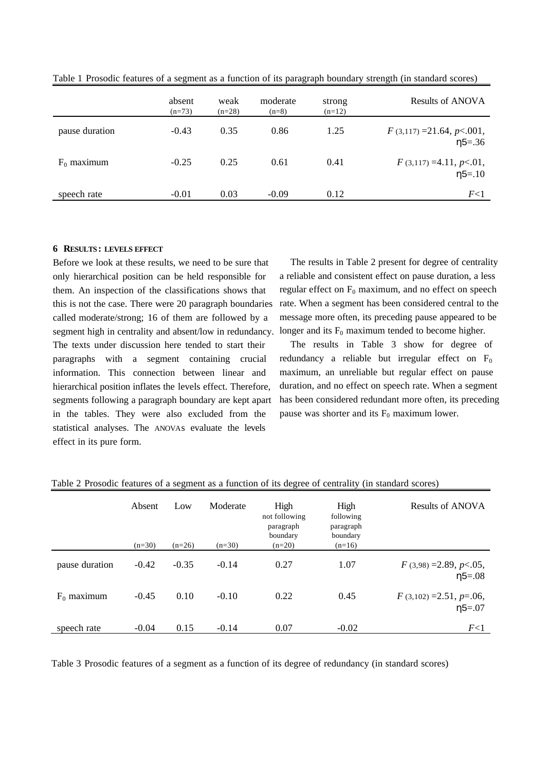Table 1 Prosodic features of a segment as a function of its paragraph boundary strength (in standard scores)

| | absent (n=73) | weak (n=28) | moderate (n=8) | strong (n=12) | Results of ANOVA |
|---|---|---|---|---|---|
| pause duration | -0.43 | 0.35 | 0.86 | 1.25 | $F_{(3,117)}=21.64$, $p<.001$, $\eta^2=.36$ |
| $F_0$ maximum | -0.25 | 0.25 | 0.61 | 0.41 | $F_{(3,117)}=4.11$, $p<.01$, $\eta^2=.10$ |
| speech rate | -0.01 | 0.03 | -0.09 | 0.12 | $F<1$ |

### 6 RESULTS: LEVELS EFFECT

Before we look at these results, we need to be sure that only hierarchical position can be held responsible for them. An inspection of the classifications shows that this is not the case. There were 20 paragraph boundaries called moderate/strong; 16 of them are followed by a segment high in centrality and absent/low in redundancy. The texts under discussion here tended to start their paragraphs with a segment containing crucial information. This connection between linear and hierarchical position inflates the levels effect. Therefore, segments following a paragraph boundary are kept apart in the tables. They were also excluded from the statistical analyses. The ANOVAs evaluate the levels effect in its pure form.

The results in Table 2 present for degree of centrality a reliable and consistent effect on pause duration, a less regular effect on $F_0$ maximum, and no effect on speech rate. When a segment has been considered central to the message more often, its preceding pause appeared to be longer and its $F_0$ maximum tended to become higher.

The results in Table 3 show for degree of redundancy a reliable but irregular effect on $F_0$ maximum, an unreliable but regular effect on pause duration, and no effect on speech rate. When a segment has been considered redundant more often, its preceding pause was shorter and its $F_0$ maximum lower.

Table 2 Prosodic features of a segment as a function of its degree of centrality (in standard scores)

| | Absent (n=30) | Low (n=26) | Moderate (n=30) | High not following paragraph boundary (n=20) | High following paragraph boundary (n=16) | Results of ANOVA |
|---|---|---|---|---|---|---|
| pause duration | -0.42 | -0.35 | -0.14 | 0.27 | 1.07 | $F_{(3,98)}=2.89$, $p<.05$, $\eta^2=.08$ |
| $F_0$ maximum | -0.45 | 0.10 | -0.10 | 0.22 | 0.45 | $F_{(3,102)}=2.51$, $p=.06$, $\eta^2=.07$ |
| speech rate | -0.04 | 0.15 | -0.14 | 0.07 | -0.02 | $F<1$ |

Table 3 Prosodic features of a segment as a function of its degree of redundancy (in standard scores)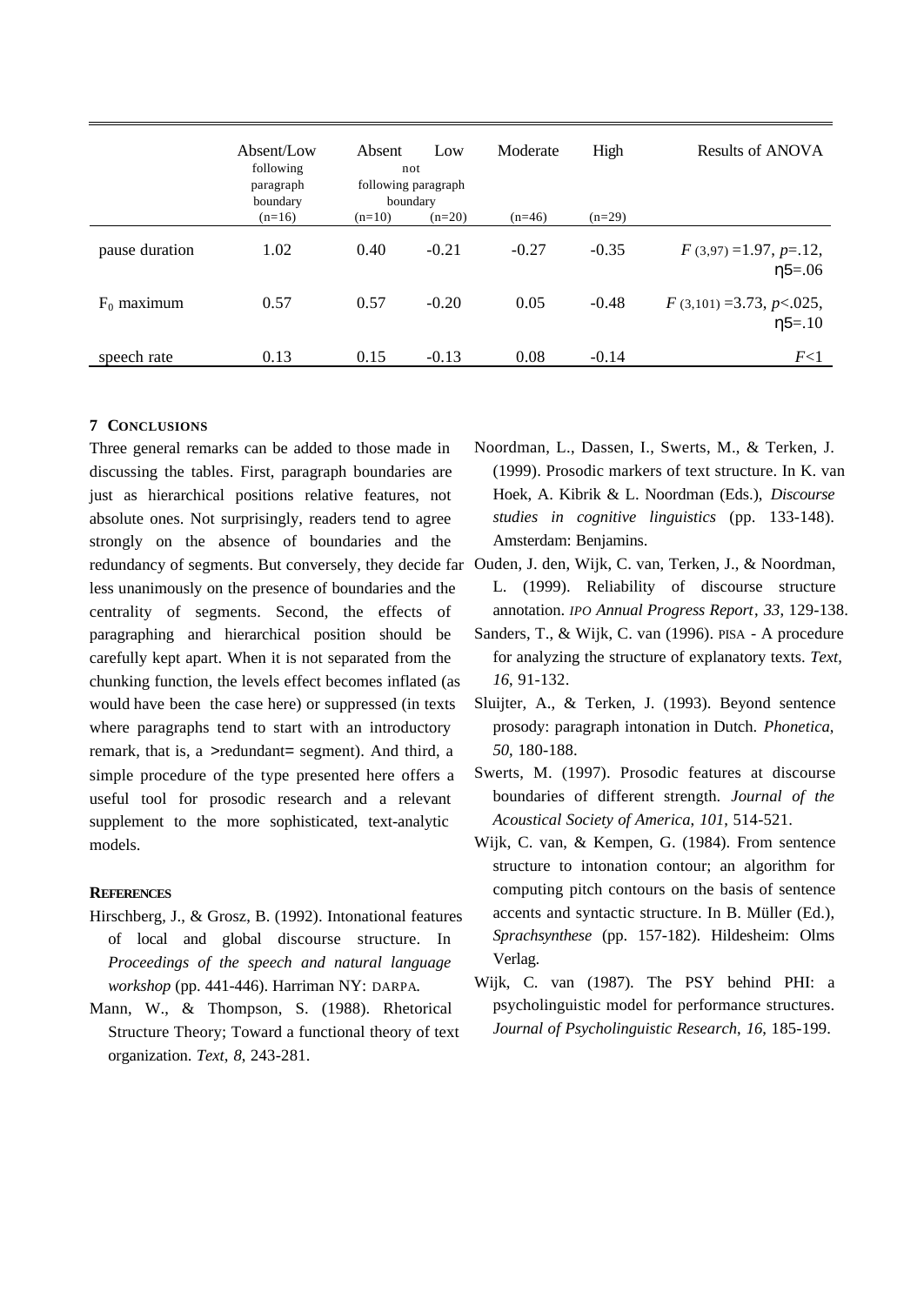| | Absent/Low following paragraph boundary | Absent not following paragraph boundary | Low | Moderate | High | Results of ANOVA |
|---|---|---|---|---|---|---|
| | (n=16) | (n=10) | (n=20) | (n=46) | (n=29) | |
| pause duration | 1.02 | 0.40 | -0.21 | -0.27 | -0.35 | $F_{(3,97)} = 1.97$, $p$=.12, $\eta^2$=.06 |
| $F_0$ maximum | 0.57 | 0.57 | -0.20 | 0.05 | -0.48 | $F_{(3,101)} = 3.73$, $p$<.025, $\eta^2$=.10 |
| speech rate | 0.13 | 0.15 | -0.13 | 0.08 | -0.14 | $F$<1 |

## 7 CONCLUSIONS

Three general remarks can be added to those made in discussing the tables. First, paragraph boundaries are just as hierarchical positions relative features, not absolute ones. Not surprisingly, readers tend to agree strongly on the absence of boundaries and the redundancy of segments. But conversely, they decide far less unanimously on the presence of boundaries and the centrality of segments. Second, the effects of paragraphing and hierarchical position should be carefully kept apart. When it is not separated from the chunking function, the levels effect becomes inflated (as would have been the case here) or suppressed (in texts where paragraphs tend to start with an introductory remark, that is, a >redundant= segment). And third, a simple procedure of the type presented here offers a useful tool for prosodic research and a relevant supplement to the more sophisticated, text-analytic models.

## REFERENCES

Hirschberg, J., & Grosz, B. (1992). Intonational features of local and global discourse structure. In *Proceedings of the speech and natural language workshop* (pp. 441-446). Harriman NY: DARPA.

Mann, W., & Thompson, S. (1988). Rhetorical Structure Theory; Toward a functional theory of text organization. *Text*, *8*, 243-281.

Noordman, L., Dassen, I., Swerts, M., & Terken, J. (1999). Prosodic markers of text structure. In K. van Hoek, A. Kibrik & L. Noordman (Eds.), *Discourse studies in cognitive linguistics* (pp. 133-148). Amsterdam: Benjamins.

Ouden, J. den, Wijk, C. van, Terken, J., & Noordman, L. (1999). Reliability of discourse structure annotation. *IPO Annual Progress Report*, *33*, 129-138.

Sanders, T., & Wijk, C. van (1996). PISA - A procedure for analyzing the structure of explanatory texts. *Text*, *16*, 91-132.

Sluijter, A., & Terken, J. (1993). Beyond sentence prosody: paragraph intonation in Dutch. *Phonetica*, *50*, 180-188.

Swerts, M. (1997). Prosodic features at discourse boundaries of different strength. *Journal of the Acoustical Society of America*, *101*, 514-521.

Wijk, C. van, & Kempen, G. (1984). From sentence structure to intonation contour; an algorithm for computing pitch contours on the basis of sentence accents and syntactic structure. In B. Müller (Ed.), *Sprachsynthese* (pp. 157-182). Hildesheim: Olms Verlag.

Wijk, C. van (1987). The PSY behind PHI: a psycholinguistic model for performance structures. *Journal of Psycholinguistic Research*, *16*, 185-199.